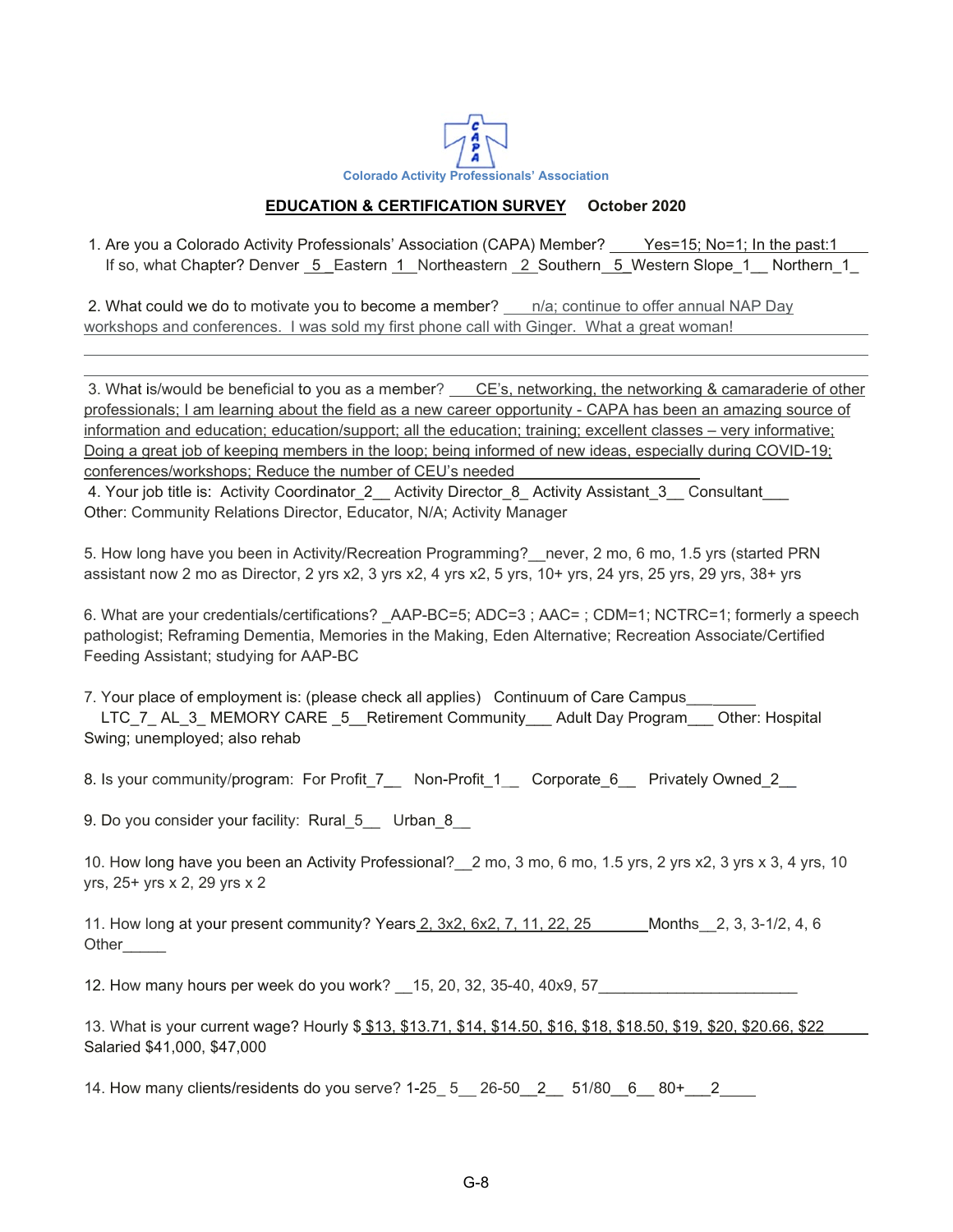Colorado Activity Professionals' Association

## EDUCATION & CERTIFICATION SURVEY    October 2020

1. Are you a Colorado Activity Professionals' Association (CAPA) Member? Yes=15; No=1; In the past:1
   If so, what Chapter? Denver 5 Eastern 1 Northeastern 2 Southern 5 Western Slope 1 Northern 1

2. What could we do to motivate you to become a member? n/a; continue to offer annual NAP Day workshops and conferences. I was sold my first phone call with Ginger. What a great woman!

3. What is/would be beneficial to you as a member? CE's, networking, the networking & camaraderie of other professionals; I am learning about the field as a new career opportunity - CAPA has been an amazing source of information and education; education/support; all the education; training; excellent classes – very informative; Doing a great job of keeping members in the loop; being informed of new ideas, especially during COVID-19; conferences/workshops; Reduce the number of CEU's needed

4. Your job title is: Activity Coordinator 2 Activity Director 8 Activity Assistant 3 Consultant___
   Other: Community Relations Director, Educator, N/A; Activity Manager

5. How long have you been in Activity/Recreation Programming? never, 2 mo, 6 mo, 1.5 yrs (started PRN assistant now 2 mo as Director, 2 yrs x2, 3 yrs x2, 4 yrs x2, 5 yrs, 10+ yrs, 24 yrs, 25 yrs, 29 yrs, 38+ yrs

6. What are your credentials/certifications? AAP-BC=5; ADC=3 ; AAC= ; CDM=1; NCTRC=1; formerly a speech pathologist; Reframing Dementia, Memories in the Making, Eden Alternative; Recreation Associate/Certified Feeding Assistant; studying for AAP-BC

7. Your place of employment is: (please check all applies) Continuum of Care Campus___
   LTC 7 AL 3 MEMORY CARE 5 Retirement Community___ Adult Day Program___ Other: Hospital Swing; unemployed; also rehab

8. Is your community/program: For Profit 7 Non-Profit 1 Corporate 6 Privately Owned 2

9. Do you consider your facility: Rural 5 Urban 8

10. How long have you been an Activity Professional? 2 mo, 3 mo, 6 mo, 1.5 yrs, 2 yrs x2, 3 yrs x 3, 4 yrs, 10 yrs, 25+ yrs x 2, 29 yrs x 2

11. How long at your present community? Years 2, 3x2, 6x2, 7, 11, 22, 25 Months 2, 3, 3-1/2, 4, 6
    Other_____

12. How many hours per week do you work? 15, 20, 32, 35-40, 40x9, 57

13. What is your current wage? Hourly $ $13, $13.71, $14, $14.50, $16, $18, $18.50, $19, $20, $20.66, $22
    Salaried $41,000, $47,000

14. How many clients/residents do you serve? 1-25 5 26-50 2 51/80 6 80+ 2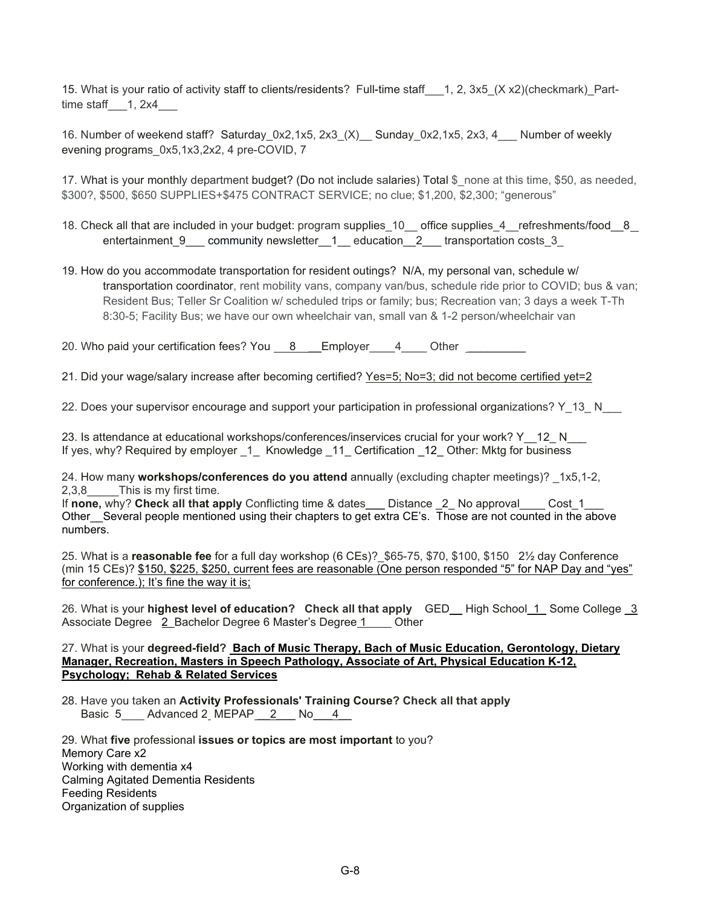15. What is your ratio of activity staff to clients/residents? Full-time staff___1, 2, 3x5_(X x2)(checkmark)_Part-time staff___1, 2x4___

16. Number of weekend staff? Saturday_0x2,1x5, 2x3_(X)__ Sunday_0x2,1x5, 2x3, 4___ Number of weekly evening programs_0x5,1x3,2x2, 4 pre-COVID, 7

17. What is your monthly department budget? (Do not include salaries) Total $_none at this time, $50, as needed, $300?, $500, $650 SUPPLIES+$475 CONTRACT SERVICE; no clue; $1,200, $2,300; "generous"

18. Check all that are included in your budget: program supplies_10__ office supplies_4__refreshments/food__8_ entertainment_9___ community newsletter__1__ education__2___ transportation costs_3_

19. How do you accommodate transportation for resident outings? N/A, my personal van, schedule w/ transportation coordinator, rent mobility vans, company van/bus, schedule ride prior to COVID; bus & van; Resident Bus; Teller Sr Coalition w/ scheduled trips or family; bus; Recreation van; 3 days a week T-Th 8:30-5; Facility Bus; we have our own wheelchair van, small van & 1-2 person/wheelchair van

20. Who paid your certification fees? You ___8___Employer____4____ Other _________

21. Did your wage/salary increase after becoming certified? Yes=5; No=3; did not become certified yet=2

22. Does your supervisor encourage and support your participation in professional organizations? Y_13_ N___

23. Is attendance at educational workshops/conferences/inservices crucial for your work? Y__12_ N___
If yes, why? Required by employer _1_ Knowledge _11_ Certification _12_ Other: Mktg for business

24. How many **workshops/conferences do you attend** annually (excluding chapter meetings)? _1x5,1-2, 2,3,8_____This is my first time.
If **none,** why? **Check all that apply** Conflicting time & dates___ Distance _2_ No approval____ Cost_1___ Other__Several people mentioned using their chapters to get extra CE's. Those are not counted in the above numbers.

25. What is a **reasonable fee** for a full day workshop (6 CEs)?_$65-75, $70, $100, $150 2½ day Conference (min 15 CEs)? $150, $225, $250, current fees are reasonable (One person responded "5" for NAP Day and "yes" for conference.); It's fine the way it is;

26. What is your **highest level of education? Check all that apply** GED__ High School_1_ Some College _3 Associate Degree 2_Bachelor Degree 6 Master's Degree_1____ Other

27. What is your **degreed-field? Bach of Music Therapy, Bach of Music Education, Gerontology, Dietary Manager, Recreation, Masters in Speech Pathology, Associate of Art, Physical Education K-12, Psychology; Rehab & Related Services**

28. Have you taken an **Activity Professionals' Training Course? Check all that apply**
Basic 5____ Advanced 2_ MEPAP__2___ No___4__

29. What **five** professional **issues or topics are most important** to you?
Memory Care x2
Working with dementia x4
Calming Agitated Dementia Residents
Feeding Residents
Organization of supplies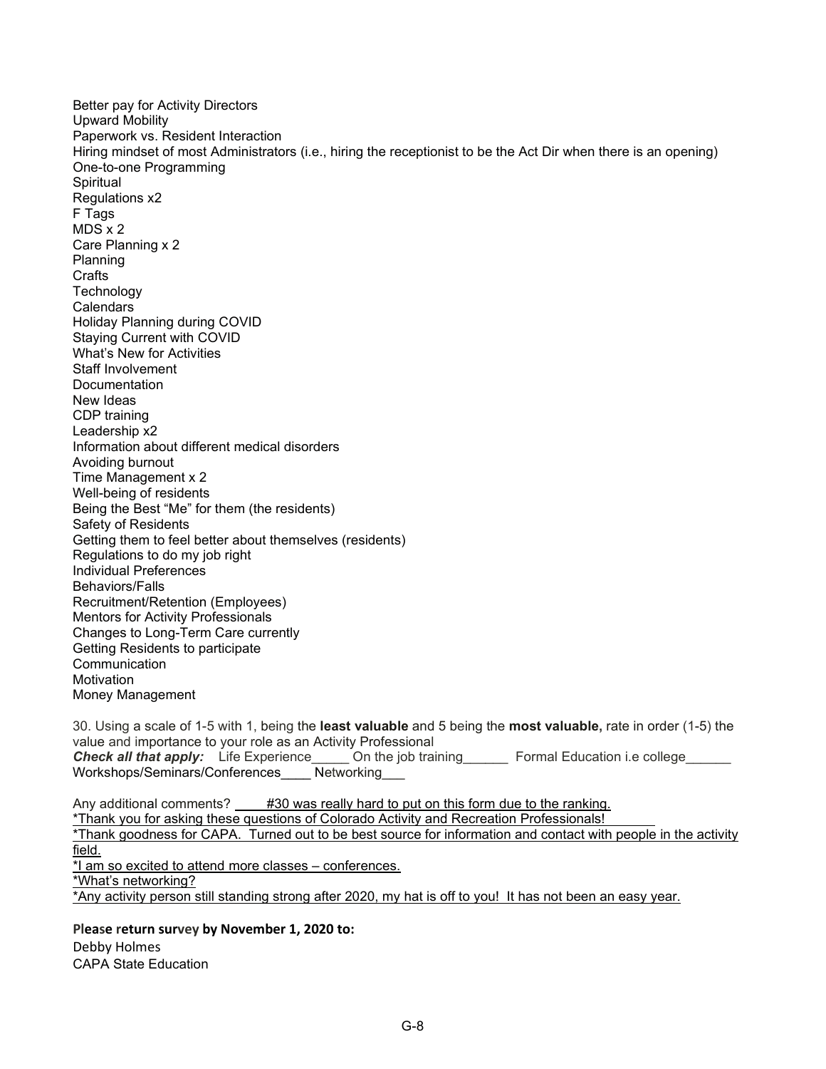Better pay for Activity Directors
Upward Mobility
Paperwork vs. Resident Interaction
Hiring mindset of most Administrators (i.e., hiring the receptionist to be the Act Dir when there is an opening)
One-to-one Programming
Spiritual
Regulations x2
F Tags
MDS x 2
Care Planning x 2
Planning
Crafts
Technology
Calendars
Holiday Planning during COVID
Staying Current with COVID
What's New for Activities
Staff Involvement
Documentation
New Ideas
CDP training
Leadership x2
Information about different medical disorders
Avoiding burnout
Time Management x 2
Well-being of residents
Being the Best "Me" for them (the residents)
Safety of Residents
Getting them to feel better about themselves (residents)
Regulations to do my job right
Individual Preferences
Behaviors/Falls
Recruitment/Retention (Employees)
Mentors for Activity Professionals
Changes to Long-Term Care currently
Getting Residents to participate
Communication
Motivation
Money Management

30. Using a scale of 1-5 with 1, being the **least valuable** and 5 being the **most valuable,** rate in order (1-5) the value and importance to your role as an Activity Professional
***Check all that apply:*** Life Experience_____ On the job training______ Formal Education i.e college______ Workshops/Seminars/Conferences____ Networking___

Any additional comments? #30 was really hard to put on this form due to the ranking.
*Thank you for asking these questions of Colorado Activity and Recreation Professionals!
*Thank goodness for CAPA. Turned out to be best source for information and contact with people in the activity field.
*I am so excited to attend more classes – conferences.
*What's networking?
*Any activity person still standing strong after 2020, my hat is off to you! It has not been an easy year.

**Please return survey by November 1, 2020 to:**
Debby Holmes
CAPA State Education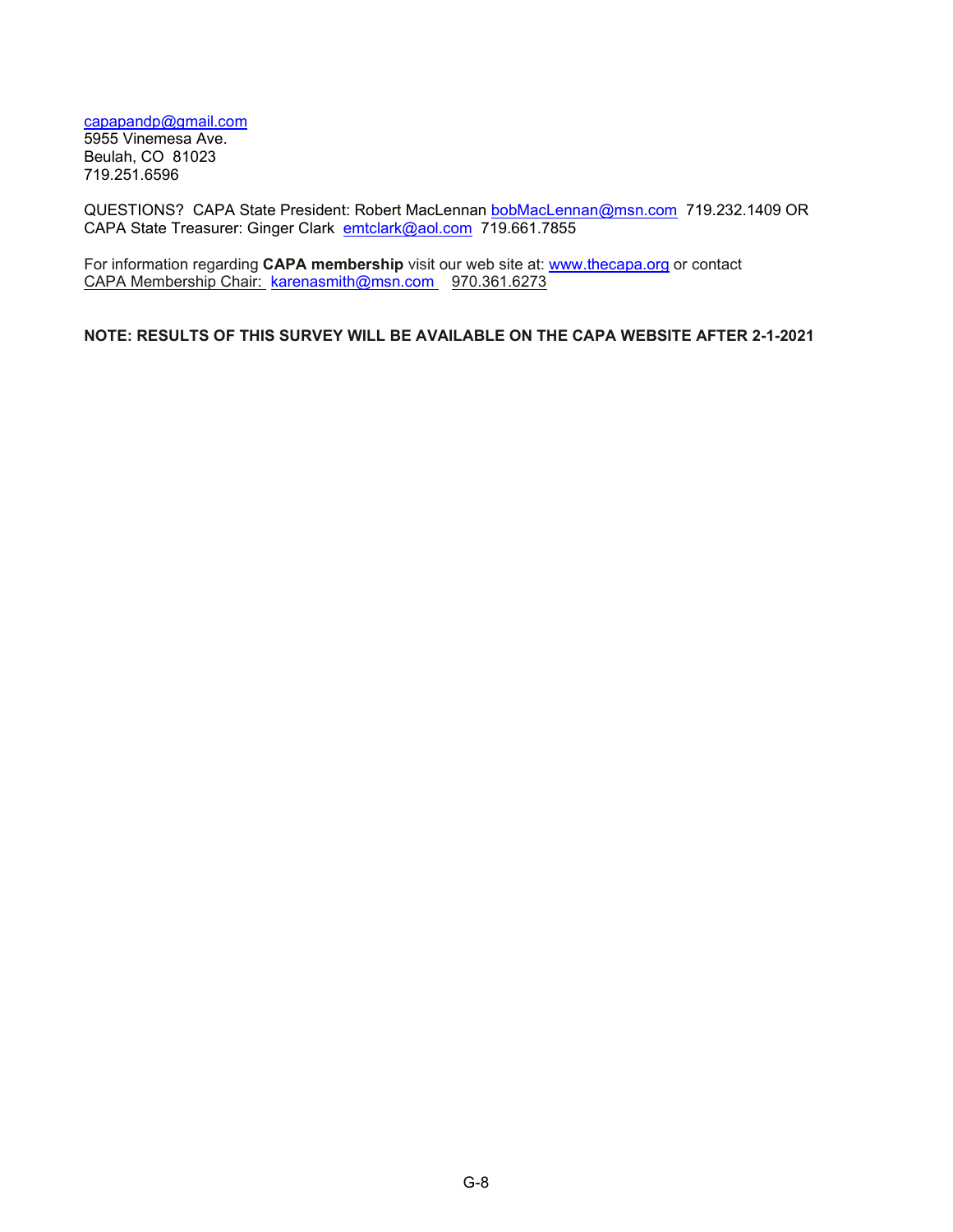capapandp@gmail.com
5955 Vinemesa Ave.
Beulah, CO  81023
719.251.6596

QUESTIONS?  CAPA State President: Robert MacLennan bobMacLennan@msn.com  719.232.1409 OR
CAPA State Treasurer: Ginger Clark  emtclark@aol.com  719.661.7855

For information regarding **CAPA membership** visit our web site at: www.thecapa.org or contact
CAPA Membership Chair:  karenasmith@msn.com   970.361.6273

**NOTE: RESULTS OF THIS SURVEY WILL BE AVAILABLE ON THE CAPA WEBSITE AFTER 2-1-2021**